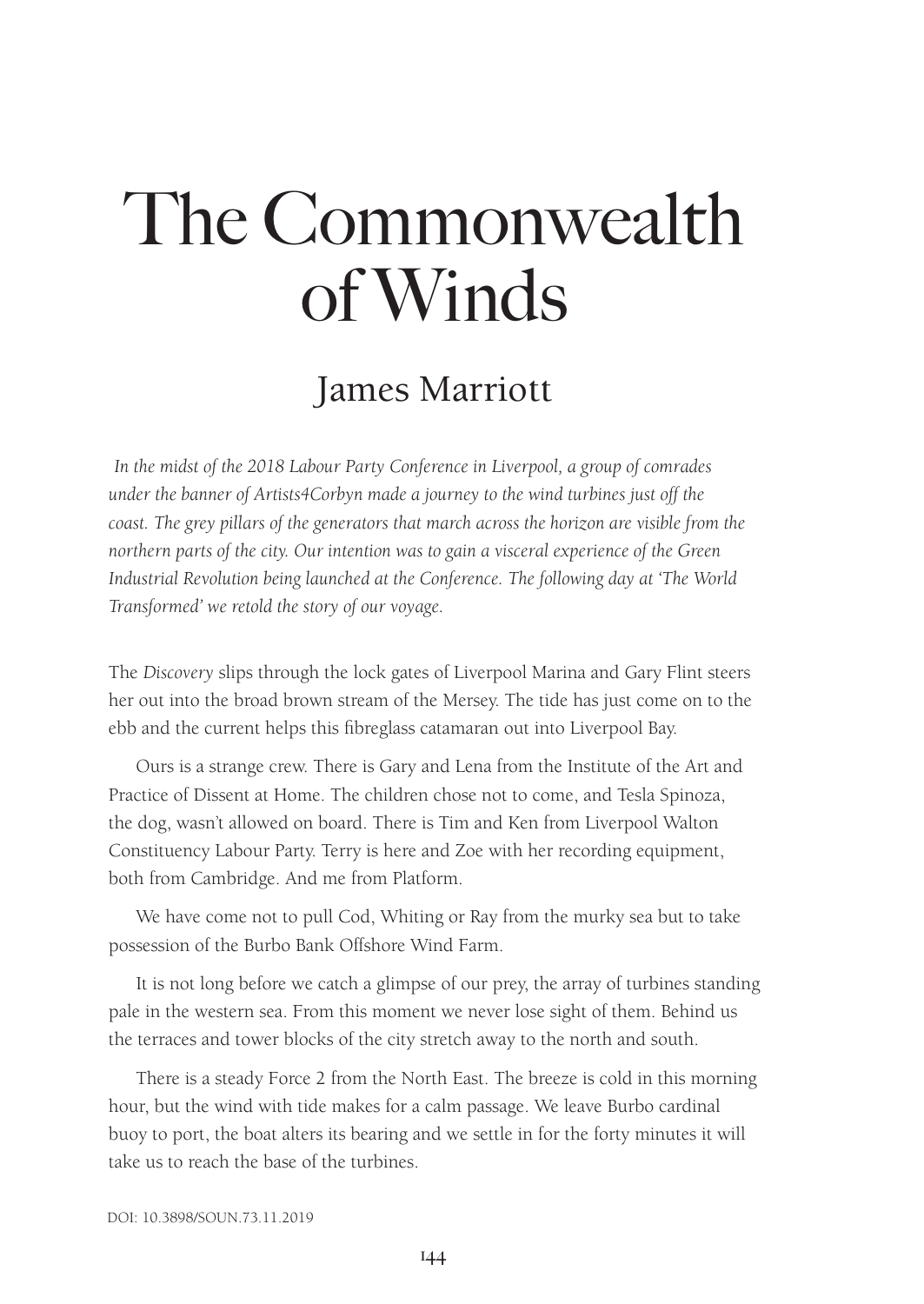# The Commonwealth of Winds

## James Marriott

*In the midst of the 2018 Labour Party Conference in Liverpool, a group of comrades under the banner of Artists4Corbyn made a journey to the wind turbines just off the coast. The grey pillars of the generators that march across the horizon are visible from the northern parts of the city. Our intention was to gain a visceral experience of the Green Industrial Revolution being launched at the Conference. The following day at 'The World Transformed' we retold the story of our voyage.*

The *Discovery* slips through the lock gates of Liverpool Marina and Gary Flint steers her out into the broad brown stream of the Mersey. The tide has just come on to the ebb and the current helps this fibreglass catamaran out into Liverpool Bay.

Ours is a strange crew. There is Gary and Lena from the Institute of the Art and Practice of Dissent at Home. The children chose not to come, and Tesla Spinoza, the dog, wasn't allowed on board. There is Tim and Ken from Liverpool Walton Constituency Labour Party. Terry is here and Zoe with her recording equipment, both from Cambridge. And me from Platform.

We have come not to pull Cod, Whiting or Ray from the murky sea but to take possession of the Burbo Bank Offshore Wind Farm.

It is not long before we catch a glimpse of our prey, the array of turbines standing pale in the western sea. From this moment we never lose sight of them. Behind us the terraces and tower blocks of the city stretch away to the north and south.

There is a steady Force 2 from the North East. The breeze is cold in this morning hour, but the wind with tide makes for a calm passage. We leave Burbo cardinal buoy to port, the boat alters its bearing and we settle in for the forty minutes it will take us to reach the base of the turbines.

DOI: 10.3898/SOUN.73.11.2019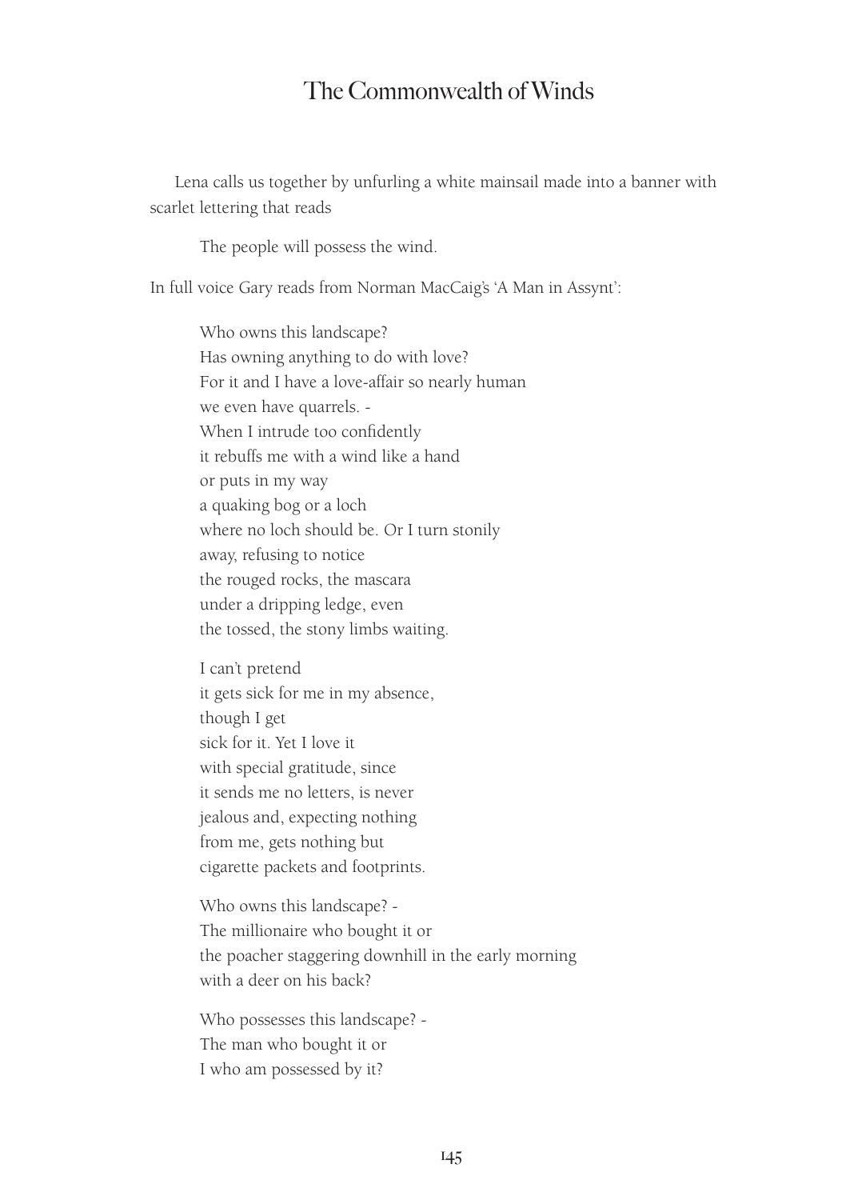# The Commonwealth of Winds

Lena calls us together by unfurling a white mainsail made into a banner with scarlet lettering that reads

> The people will possess the wind.

In full voice Gary reads from Norman MacCaig's 'A Man in Assynt':

> Who owns this landscape?
> Has owning anything to do with love?
> For it and I have a love-affair so nearly human
> we even have quarrels. -
> When I intrude too confidently
> it rebuffs me with a wind like a hand
> or puts in my way
> a quaking bog or a loch
> where no loch should be. Or I turn stonily
> away, refusing to notice
> the rouged rocks, the mascara
> under a dripping ledge, even
> the tossed, the stony limbs waiting.
>
> I can't pretend
> it gets sick for me in my absence,
> though I get
> sick for it. Yet I love it
> with special gratitude, since
> it sends me no letters, is never
> jealous and, expecting nothing
> from me, gets nothing but
> cigarette packets and footprints.
>
> Who owns this landscape? -
> The millionaire who bought it or
> the poacher staggering downhill in the early morning
> with a deer on his back?
>
> Who possesses this landscape? -
> The man who bought it or
> I who am possessed by it?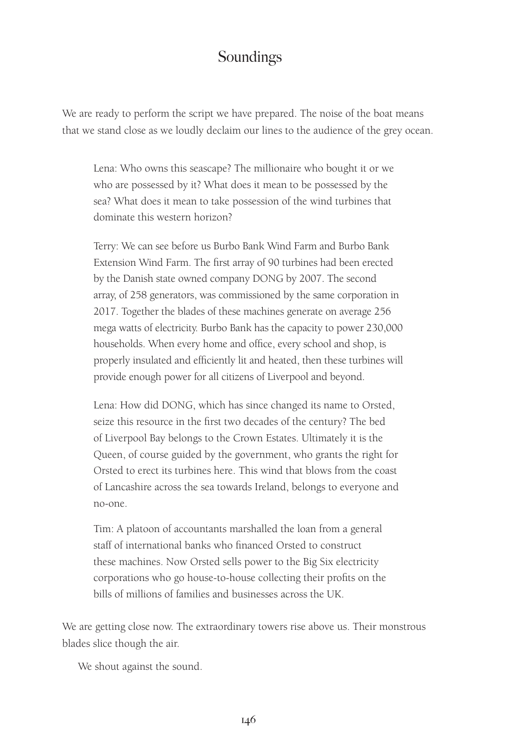# Soundings

We are ready to perform the script we have prepared. The noise of the boat means that we stand close as we loudly declaim our lines to the audience of the grey ocean.

> Lena: Who owns this seascape? The millionaire who bought it or we who are possessed by it? What does it mean to be possessed by the sea? What does it mean to take possession of the wind turbines that dominate this western horizon?
>
> Terry: We can see before us Burbo Bank Wind Farm and Burbo Bank Extension Wind Farm. The first array of 90 turbines had been erected by the Danish state owned company DONG by 2007. The second array, of 258 generators, was commissioned by the same corporation in 2017. Together the blades of these machines generate on average 256 mega watts of electricity. Burbo Bank has the capacity to power 230,000 households. When every home and office, every school and shop, is properly insulated and efficiently lit and heated, then these turbines will provide enough power for all citizens of Liverpool and beyond.
>
> Lena: How did DONG, which has since changed its name to Orsted, seize this resource in the first two decades of the century? The bed of Liverpool Bay belongs to the Crown Estates. Ultimately it is the Queen, of course guided by the government, who grants the right for Orsted to erect its turbines here. This wind that blows from the coast of Lancashire across the sea towards Ireland, belongs to everyone and no-one.
>
> Tim: A platoon of accountants marshalled the loan from a general staff of international banks who financed Orsted to construct these machines. Now Orsted sells power to the Big Six electricity corporations who go house-to-house collecting their profits on the bills of millions of families and businesses across the UK.

We are getting close now. The extraordinary towers rise above us. Their monstrous blades slice though the air.

We shout against the sound.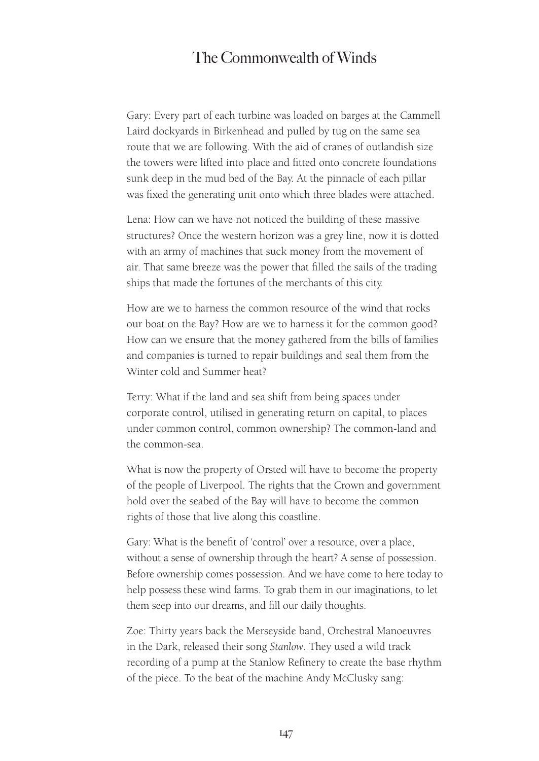# The Commonwealth of Winds

Gary: Every part of each turbine was loaded on barges at the Cammell Laird dockyards in Birkenhead and pulled by tug on the same sea route that we are following. With the aid of cranes of outlandish size the towers were lifted into place and fitted onto concrete foundations sunk deep in the mud bed of the Bay. At the pinnacle of each pillar was fixed the generating unit onto which three blades were attached.

Lena: How can we have not noticed the building of these massive structures? Once the western horizon was a grey line, now it is dotted with an army of machines that suck money from the movement of air. That same breeze was the power that filled the sails of the trading ships that made the fortunes of the merchants of this city.

How are we to harness the common resource of the wind that rocks our boat on the Bay? How are we to harness it for the common good? How can we ensure that the money gathered from the bills of families and companies is turned to repair buildings and seal them from the Winter cold and Summer heat?

Terry: What if the land and sea shift from being spaces under corporate control, utilised in generating return on capital, to places under common control, common ownership? The common-land and the common-sea.

What is now the property of Orsted will have to become the property of the people of Liverpool. The rights that the Crown and government hold over the seabed of the Bay will have to become the common rights of those that live along this coastline.

Gary: What is the benefit of 'control' over a resource, over a place, without a sense of ownership through the heart? A sense of possession. Before ownership comes possession. And we have come to here today to help possess these wind farms. To grab them in our imaginations, to let them seep into our dreams, and fill our daily thoughts.

Zoe: Thirty years back the Merseyside band, Orchestral Manoeuvres in the Dark, released their song *Stanlow*. They used a wild track recording of a pump at the Stanlow Refinery to create the base rhythm of the piece. To the beat of the machine Andy McClusky sang: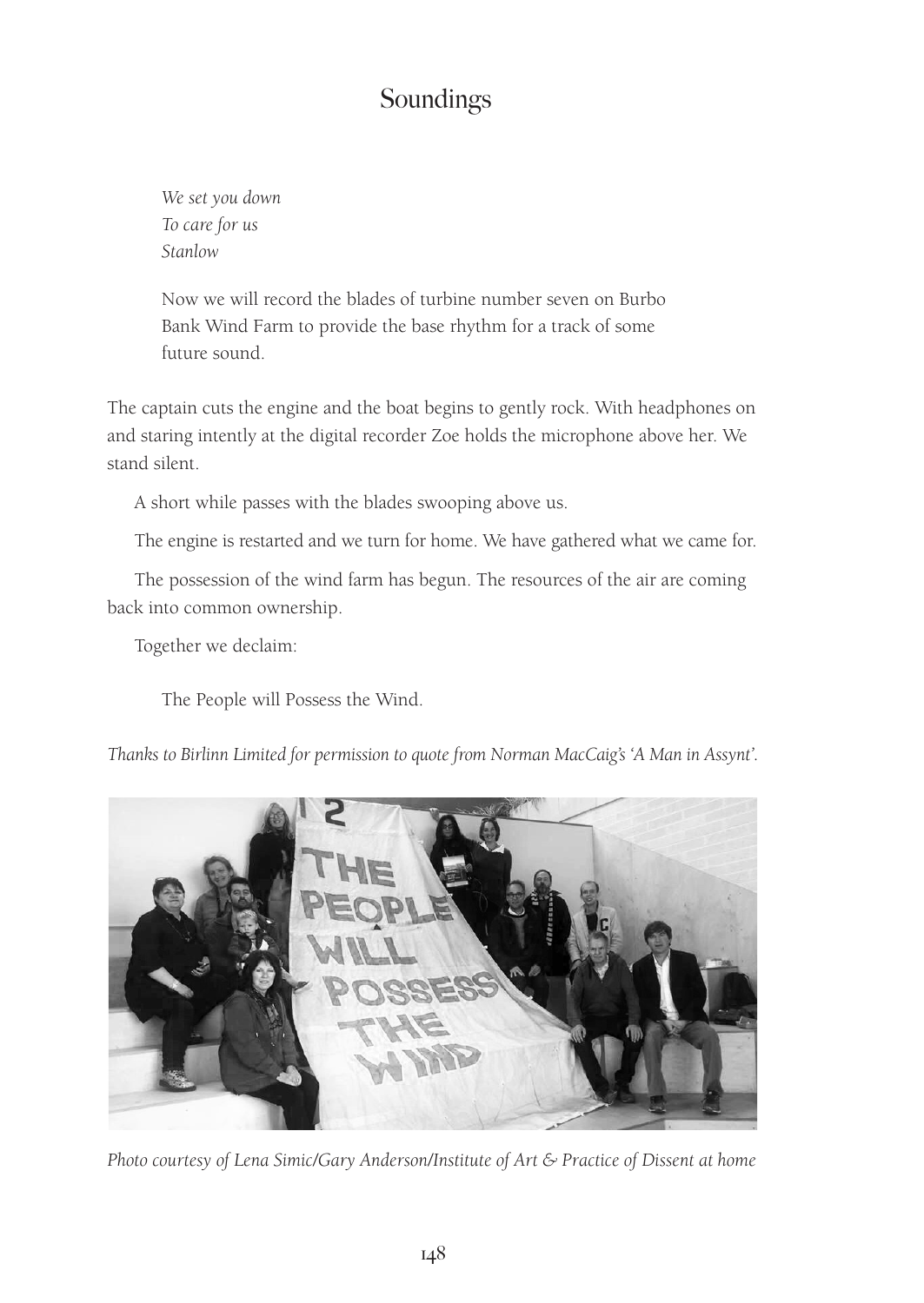*We set you down*
*To care for us*
*Stanlow*

> Now we will record the blades of turbine number seven on Burbo Bank Wind Farm to provide the base rhythm for a track of some future sound.

The captain cuts the engine and the boat begins to gently rock. With headphones on and staring intently at the digital recorder Zoe holds the microphone above her. We stand silent.

A short while passes with the blades swooping above us.

The engine is restarted and we turn for home. We have gathered what we came for.

The possession of the wind farm has begun. The resources of the air are coming back into common ownership.

Together we declaim:

> The People will Possess the Wind.

*Thanks to Birlinn Limited for permission to quote from Norman MacCaig's 'A Man in Assynt'.*

*Photo courtesy of Lena Simic/Gary Anderson/Institute of Art & Practice of Dissent at home*